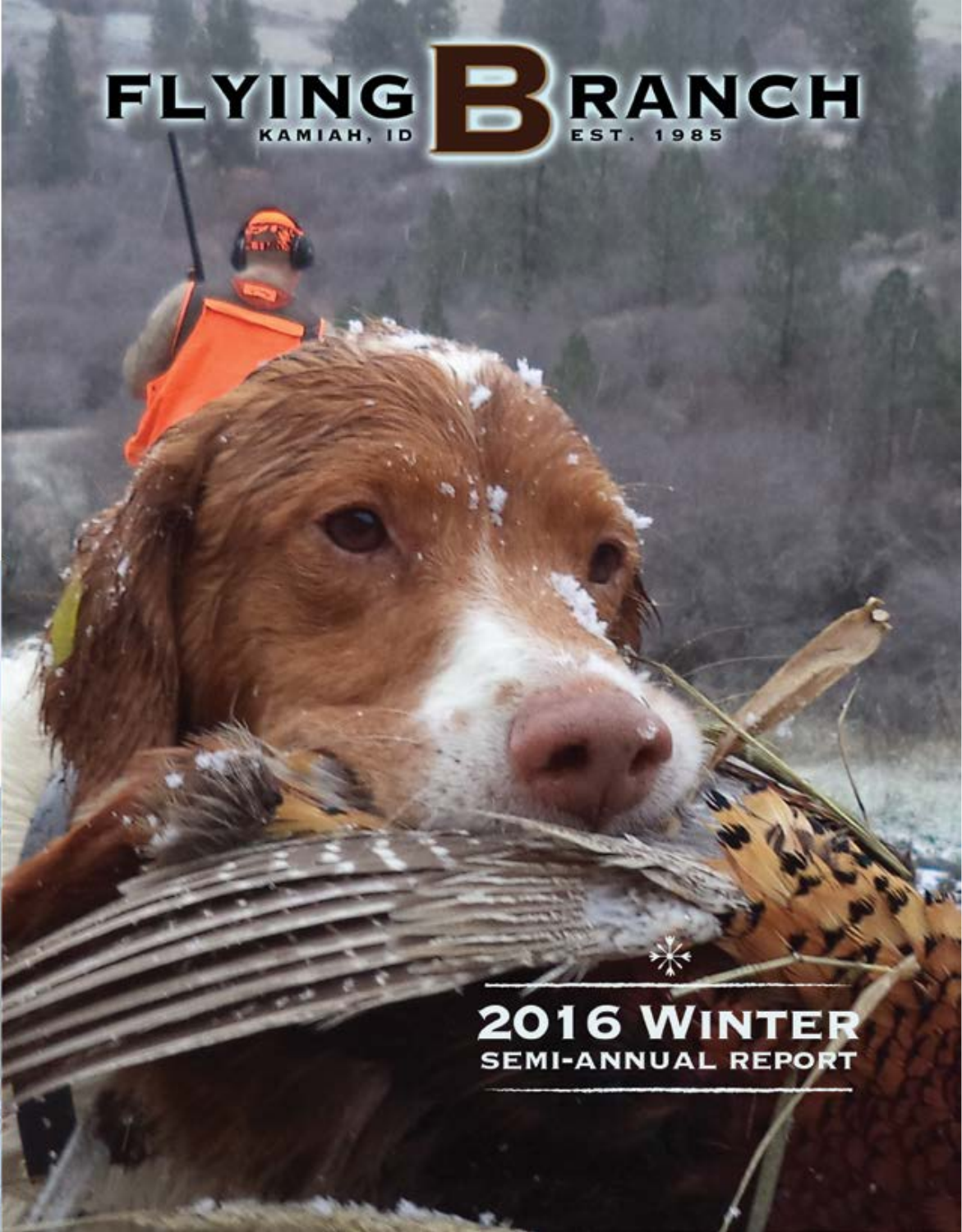# FLYING B RANCH

KAMIAH, ID EST. 1985

## 2016 WINTER SEMI-ANNUAL REPORT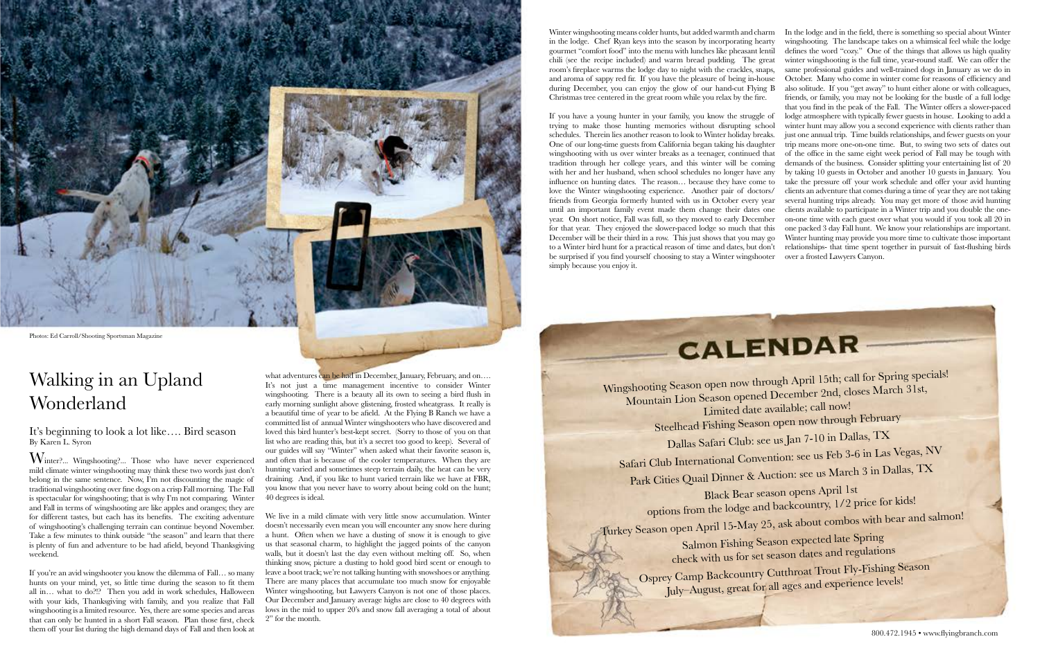Photos: Ed Carroll/Shooting Sportsman Magazine

# Walking in an Upland Wonderland

## It's beginning to look a lot like…. Bird season

By Karen L. Syron

Winter?... Wingshooting?... Those who have never experienced mild climate winter wingshooting may think these two words just don't belong in the same sentence. Now, I'm not discounting the magic of traditional wingshooting over fine dogs on a crisp Fall morning. The Fall is spectacular for wingshooting; that is why I'm not comparing. Winter and Fall in terms of wingshooting are like apples and oranges; they are for different tastes, but each has its benefits. The exciting adventure of wingshooting's challenging terrain can continue beyond November. Take a few minutes to think outside "the season" and learn that there is plenty of fun and adventure to be had afield, beyond Thanksgiving weekend.

If you're an avid wingshooter you know the dilemma of Fall… so many hunts on your mind, yet, so little time during the season to fit them all in… what to do?!? Then you add in work schedules, Halloween with your kids, Thanksgiving with family, and you realize that Fall wingshooting is a limited resource. Yes, there are some species and areas that can only be hunted in a short Fall season. Plan those first, check them off your list during the high demand days of Fall and then look at what adventures can be had in December, January, February, and on…. It's not just a time management incentive to consider Winter wingshooting. There is a beauty all its own to seeing a bird flush in early morning sunlight above glistening, frosted wheatgrass. It really is a beautiful time of year to be afield. At the Flying B Ranch we have a committed list of annual Winter wingshooters who have discovered and loved this bird hunter's best-kept secret. (Sorry to those of you on that list who are reading this, but it's a secret too good to keep). Several of our guides will say "Winter" when asked what their favorite season is, and often that is because of the cooler temperatures. When they are hunting varied and sometimes steep terrain daily, the heat can be very draining. And, if you like to hunt varied terrain like we have at FBR, you know that you never have to worry about being cold on the hunt; 40 degrees is ideal.

We live in a mild climate with very little snow accumulation. Winter doesn't necessarily even mean you will encounter any snow here during a hunt. Often when we have a dusting of snow it is enough to give us that seasonal charm, to highlight the jagged points of the canyon walls, but it doesn't last the day even without melting off. So, when thinking snow, picture a dusting to hold good bird scent or enough to leave a boot track; we're not talking hunting with snowshoes or anything. There are many places that accumulate too much snow for enjoyable Winter wingshooting, but Lawyers Canyon is not one of those places. Our December and January average highs are close to 40 degrees with lows in the mid to upper 20's and snow fall averaging a total of about 2" for the month.

Winter wingshooting means colder hunts, but added warmth and charm in the lodge. Chef Ryan keys into the season by incorporating hearty gourmet "comfort food" into the menu with lunches like pheasant lentil chili (see the recipe included) and warm bread pudding. The great room's fireplace warms the lodge day to night with the crackles, snaps, and aroma of sappy red fir. If you have the pleasure of being in-house during December, you can enjoy the glow of our hand-cut Flying B Christmas tree centered in the great room while you relax by the fire.

If you have a young hunter in your family, you know the struggle of trying to make those hunting memories without disrupting school schedules. Therein lies another reason to look to Winter holiday breaks. One of our long-time guests from California began taking his daughter wingshooting with us over winter breaks as a teenager, continued that tradition through her college years, and this winter will be coming with her and her husband, when school schedules no longer have any influence on hunting dates. The reason… because they have come to love the Winter wingshooting experience. Another pair of doctors/friends from Georgia formerly hunted with us in October every year until an important family event made them change their dates one year. On short notice, Fall was full, so they moved to early December for that year. They enjoyed the slower-paced lodge so much that this December will be their third in a row. This just shows that you may go to a Winter bird hunt for a practical reason of time and dates, but don't be surprised if you find yourself choosing to stay a Winter wingshooter simply because you enjoy it.

In the lodge and in the field, there is something so special about Winter wingshooting. The landscape takes on a whimsical feel while the lodge defines the word "cozy." One of the things that allows us high quality winter wingshooting is the full time, year-round staff. We can offer the same professional guides and well-trained dogs in January as we do in October. Many who come in winter come for reasons of efficiency and also solitude. If you "get away" to hunt either alone or with colleagues, friends, or family, you may not be looking for the bustle of a full lodge that you find in the peak of the Fall. The Winter offers a slower-paced lodge atmosphere with typically fewer guests in house. Looking to add a winter hunt may allow you a second experience with clients rather than just one annual trip. Time builds relationships, and fewer guests on your trip means more one-on-one time. But, to swing two sets of dates out of the office in the same eight week period of Fall may be tough with demands of the business. Consider splitting your entertaining list of 20 by taking 10 guests in October and another 10 guests in January. You take the pressure off your work schedule and offer your avid hunting clients an adventure that comes during a time of year they are not taking several hunting trips already. You may get more of those avid hunting clients available to participate in a Winter trip and you double the one-on-one time with each guest over what you would if you took all 20 in one packed 3 day Fall hunt. We know your relationships are important. Winter hunting may provide you more time to cultivate those important relationships- that time spent together in pursuit of fast-flushing birds over a frosted Lawyers Canyon.

## CALENDAR

Wingshooting Season open now through April 15th; call for Spring specials!

Mountain Lion Season opened December 2nd, closes March 31st,
Limited date available; call now!

Steelhead Fishing Season open now through February

Dallas Safari Club: see us Jan 7-10 in Dallas, TX

Safari Club International Convention: see us Feb 3-6 in Las Vegas, NV

Park Cities Quail Dinner & Auction: see us March 3 in Dallas, TX

Black Bear season opens April 1st
options from the lodge and backcountry, 1/2 price for kids!

Turkey Season open April 15-May 25, ask about combos with bear and salmon!

Salmon Fishing Season expected late Spring
check with us for set season dates and regulations

Osprey Camp Backcountry Cutthroat Trout Fly-Fishing Season
July–August, great for all ages and experience levels!

800.472.1945 • www.flyingbranch.com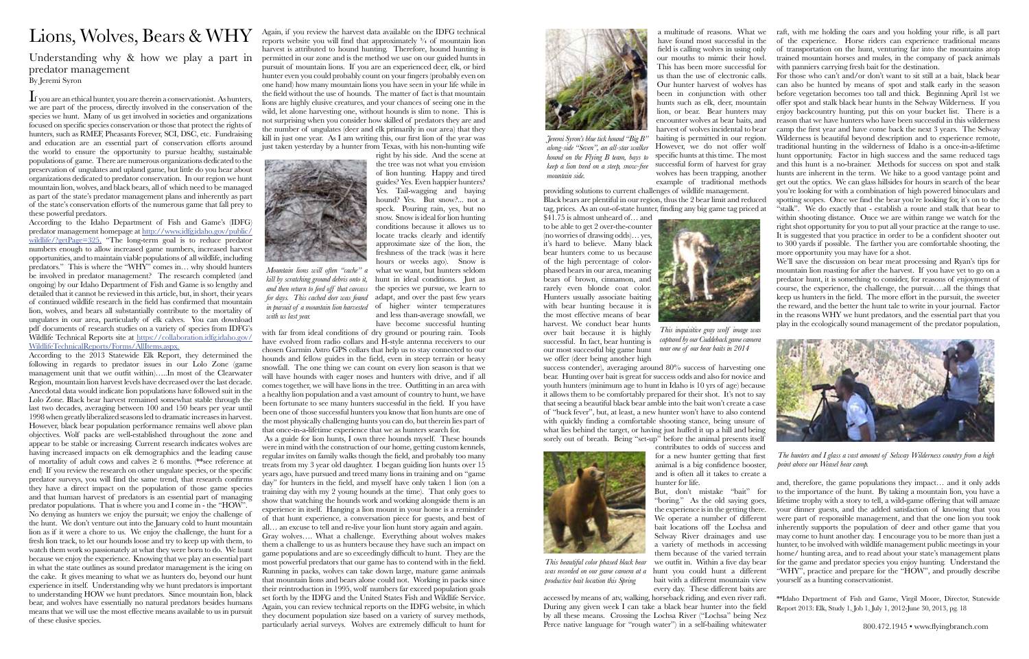# Lions, Wolves, Bears & WHY

## Understanding why & how we play a part in predator management

By Jeremi Syron

If you are an ethical hunter, you are therein a conservationist. As hunters, we are part of the process, directly involved in the conservation of the species we hunt. Many of us get involved in societies and organizations focused on specific species conservation or those that protect the rights of hunters, such as RMEF, Pheasants Forever, SCI, DSC, etc. Fundraising and education are an essential part of conservation efforts around the world to ensure the opportunity to pursue healthy, sustainable populations of game. There are numerous organizations dedicated to the preservation of ungulates and upland game, but little do you hear about organizations dedicated to predator conservation. In our region we hunt mountain lion, wolves, and black bears, all of which need to be managed as part of the state's predator management plans and inherently as part of the state's conservation efforts of the numerous game that fall prey to these powerful predators.

According to the Idaho Department of Fish and Game's (IDFG) predator management homepage at http://www.idfg.idaho.gov/public/wildlife/?getPage=325, "The long-term goal is to reduce predator numbers enough to allow increased game numbers, increased harvest opportunities, and to maintain viable populations of all wildlife, including predators." This is where the "WHY" comes in… why should hunters be involved in predator management? The research completed (and ongoing) by our Idaho Department of Fish and Game is so lengthy and detailed that it cannot be reviewed in this article, but, in short, their years of continued wildlife research in the field has confirmed that mountain lion, wolves, and bears all substantially contribute to the mortality of ungulates in our area, particularly of elk calves. You can download pdf documents of research studies on a variety of species from IDFG's Wildlife Technical Reports site at https://collaboration.idfg.idaho.gov/WildlifeTechnicalReports/Forms/AllItems.aspx.

According to the 2013 Statewide Elk Report, they determined the following in regards to predator issues in our Lolo Zone (game management unit that we outfit within)…..In most of the Clearwater Region, mountain lion harvest levels have decreased over the last decade. Anecdotal data would indicate lion populations have followed suit in the Lolo Zone. Black bear harvest remained somewhat stable through the last two decades, averaging between 100 and 150 bears per year until 1998 when greatly liberalized seasons led to dramatic increases in harvest. However, black bear population performance remains well above plan objectives. Wolf packs are well-established throughout the zone and appear to be stable or increasing. Current research indicates wolves are having increased impacts on elk demographics and the leading cause of mortality of adult cows and calves ≥ 6 months. (**see reference at end) If you review the research on other ungulate species, or the specific predator surveys, you will find the same trend, that research confirms they have a direct impact on the population of those game species and that human harvest of predators is an essential part of managing predator populations. That is where you and I come in - the "HOW".

No denying as hunters we enjoy the pursuit; we enjoy the challenge of the hunt. We don't venture out into the January cold to hunt mountain lion as if it were a chore to us. We enjoy the challenge, the hunt for a fresh lion track, to let our hounds loose and try to keep up with them, to watch them work so passionately at what they were born to do. We hunt because we enjoy the experience. Knowing that we play an essential part in what the state outlines as sound predator management is the icing on the cake. It gives meaning to what we as hunters do, beyond our hunt experience in itself. Understanding why we hunt predators is important to understanding HOW we hunt predators. Since mountain lion, black bear, and wolves have essentially no natural predators besides humans means that we will use the most effective means available to us in pursuit of these elusive species.

Again, if you review the harvest data available on the IDFG technical reports website you will find that approximately ¾ of mountain lion harvest is attributed to hound hunting. Therefore, hound hunting is permitted in our zone and is the method we use on our guided hunts in pursuit of mountain lions. If you are an experienced deer, elk, or bird hunter even you could probably count on your fingers (probably even on one hand) how many mountain lions you have seen in your life while in the field without the use of hounds. The matter of fact is that mountain lions are highly elusive creatures, and your chances of seeing one in the wild, let alone harvesting one, without hounds is slim to none. This is not surprising when you consider how skilled of predators they are and the number of ungulates (deer and elk primarily in our area) that they kill in just one year. As I am writing this, our first lion of the year was just taken yesterday by a hunter from Texas, with his non-hunting wife right by his side. And the scene at the tree was not what you envision of lion hunting. Happy and tired guides? Yes. Even happier hunters? Yes. Tail-wagging and baying hound? Yes. But snow?... not a speck. Pouring rain, yes, but no snow. Snow is ideal for lion hunting conditions because it allows us to locate tracks clearly and identify approximate size of the lion, the freshness of the track (was it here hours or weeks ago). Snow is what we want, but hunters seldom hunt in ideal conditions. Just as the species we pursue, we learn to adapt, and over the past few years of higher winter temperatures and less than-average snowfall, we have become successful hunting with far from ideal conditions of dry ground or pouring rain. Tools have evolved from radio collars and H-style antenna receivers to our chosen Garmin Astro GPS collars that help us to stay connected to our hounds and fellow guides in the field, even in steep terrain or heavy snowfall. The one thing we can count on every lion season is that we will have hounds with eager noses and hunters with drive, and if all comes together, we will have lions in the tree. Outfitting in an area with a healthy lion population and a vast amount of country to hunt, we have been fortunate to see many hunters successful in the field. If you have been one of those successful hunters you know that lion hunts are one of the most physically challenging hunts you can do, but therein lies part of that once-in-a-lifetime experience that we as hunters search for.

*Mountain lions will often "cache" a kill by scratching ground debris onto it, and then return to feed off that carcass for days. This cached deer was found in pursuit of a mountain lion harvested with us last year.*

As a guide for lion hunts, I own three hounds myself. These hounds were in mind with the construction of our home, getting custom kennels, regular invites on family walks though the field, and probably too many treats from my 3 year old daughter. I began guiding lion hunts over 15 years ago, have pursued and treed many lions in training and on "game day" for hunters in the field, and myself have only taken 1 lion (on a training day with my 2 young hounds at the time). That only goes to show that watching the hounds work and working alongside them is an experience in itself. Hanging a lion mount in your home is a reminder of that hunt experience, a conversation piece for guests, and best of all… an excuse to tell and re-live your lion hunt story again and again.

Gray wolves…. What a challenge. Everything about wolves makes them a challenge to us as hunters because they have such an impact on game populations and are so exceedingly difficult to hunt. They are the most powerful predators that our game has to contend with in the field. Running in packs, wolves can take down large, mature game animals that mountain lions and bears alone could not. Working in packs since their reintroduction in 1995, wolf numbers far exceed population goals set forth by the IDFG and the United States Fish and Wildlife Service. Again, you can review technical reports on the IDFG website, in which they document population size based on a variety of survey methods, particularly aerial surveys. Wolves are extremely difficult to hunt for a multitude of reasons. What we have found most successful in the field is calling wolves in using only our mouths to mimic their howl. This has been more successful for us than the use of electronic calls. Our hunter harvest of wolves has been in conjunction with other hunts such as elk, deer, mountain lion, or bear. Bear hunters may encounter wolves at bear baits, and harvest of wolves incidental to bear baiting is permitted in our region. However, we do not offer wolf specific hunts at this time. The most successful form of harvest for gray wolves has been trapping, another example of traditional methods providing solutions to current challenges of wildlife management.

*Jeremi Syron's blue tick hound "Big B" along-side "Seven", an all-star walker hound on the Flying B team, bays to keep a lion treed on a steep, snow-free mountain side.*

Black bears are plentiful in our region, thus the 2 bear limit and reduced tag, prices. As an out-of-state hunter, finding any big game tag priced at $41.75 is almost unheard of… and to be able to get 2 over-the-counter (no worries of drawing odds)… yes, it's hard to believe. Many black bear hunters come to us because of the high percentage of color-phased bears in our area, meaning bears of brown, cinnamon, and rarely even blonde coat color. Hunters usually associate baiting with bear hunting because it is the most effective means of bear harvest. We conduct bear hunts over bait because it is highly successful. In fact, bear hunting is our most successful big game hunt we offer (deer being another high success contender), averaging around 80% success of harvesting one bear. Hunting over bait is great for success odds and also for novice and youth hunters (minimum age to hunt in Idaho is 10 yrs of age) because it allows them to be comfortably prepared for their shot. It's not to say that seeing a beautiful black bear amble into the bait won't create a case of "buck fever", but, at least, a new hunter won't have to also contend with quickly finding a comfortable shooting stance, being unsure of what lies behind the target, or having just huffed it up a hill and being sorely out of breath. Being "set-up" before the animal presents itself contributes to odds of success and for a new hunter getting that first animal is a big confidence booster, and is often all it takes to create a hunter for life.

*This inquisitive gray wolf image was captured by our Cuddeback game camera near one of our bear baits in 2014*

But, don't mistake "bait" for "boring." As the old saying goes, the experience is in the getting there. We operate a number of different bait locations off the Lochsa and Selway River drainages and use a variety of methods in accessing them because of the varied terrain we outfit in. Within a five day bear hunt you could hunt a different bait with a different mountain view every day. These different baits are accessed by means of atv, walking, horseback riding, and even river raft. During any given week I can take a black bear hunter into the field by all these means. Crossing the Lochsa River ("Lochsa" being Nez Perce native language for "rough water") in a self-bailing whitewater raft, with me holding the oars and you holding your rifle, is all part of the experience. Horse riders can experience traditional means of transportation on the hunt, venturing far into the mountains atop trained mountain horses and mules, in the company of pack animals with panniers carrying fresh bait for the destination.

*This beautiful color phased black bear was recorded on our game camera at a productive bait location this Spring*

For those who can't and/or don't want to sit still at a bait, black bear can also be hunted by means of spot and stalk early in the season before vegetation becomes too tall and thick. Beginning April 1st we offer spot and stalk black bear hunts in the Selway Wilderness. If you enjoy backcountry hunting, put this on your bucket list. There is a reason that we have hunters who have been successful in this wilderness camp the first year and have come back the next 3 years. The Selway Wilderness is beautiful beyond description and to experience remote, traditional hunting in the wilderness of Idaho is a once-in-a-lifetime hunt opportunity. Factor in high success and the same reduced tags and this hunt is a no-brainer. Methods for success on spot and stalk hunts are inherent in the term. We hike to a good vantage point and get out the optics. We can glass hillsides for hours in search of the bear you're looking for with a combination of high powered binoculars and spotting scopes. Once we find the bear you're looking for, it's on to the "stalk". We do exactly that - establish a route and stalk that bear to within shooting distance. Once we are within range we watch for the right shot opportunity for you to put all your practice at the range to use. It is suggested that you practice in order to be a confident shooter out to 300 yards if possible. The farther you are comfortable shooting, the more opportunity you may have for a shot.

We'll save the discussion on bear meat processing and Ryan's tips for mountain lion roasting for after the harvest. If you have yet to go on a predator hunt, it is something to consider, for reasons of enjoyment of course, the experience, the challenge, the pursuit….all the things that keep us hunters in the field. The more effort in the pursuit, the sweeter the reward, and the better the hunt tale to write in your journal. Factor in the reasons WHY we hunt predators, and the essential part that you play in the ecologically sound management of the predator population, and, therefore, the game populations they impact… and it only adds to the importance of the hunt. By taking a mountain lion, you have a lifetime trophy with a story to tell, a wild-game offering that will amaze your dinner guests, and the added satisfaction of knowing that you were part of responsible management, and that the one lion you took inherently supports the population of deer and other game that you may come to hunt another day. I encourage you to be more than just a hunter, to be involved with wildlife management public meetings in your home/ hunting area, and to read about your state's management plans for the game and predator species you enjoy hunting. Understand the "WHY", practice and prepare for the "HOW", and proudly describe yourself as a hunting conservationist.

*The hunters and I glass a vast amount of Selway Wilderness country from a high point above our Weasel bear camp.*

**Idaho Department of Fish and Game, Virgil Moore, Director, Statewide Report 2013: Elk, Study 1, Job 1, July 1, 2012-June 30, 2013, pg. 18

800.472.1945 • www.flyingbranch.com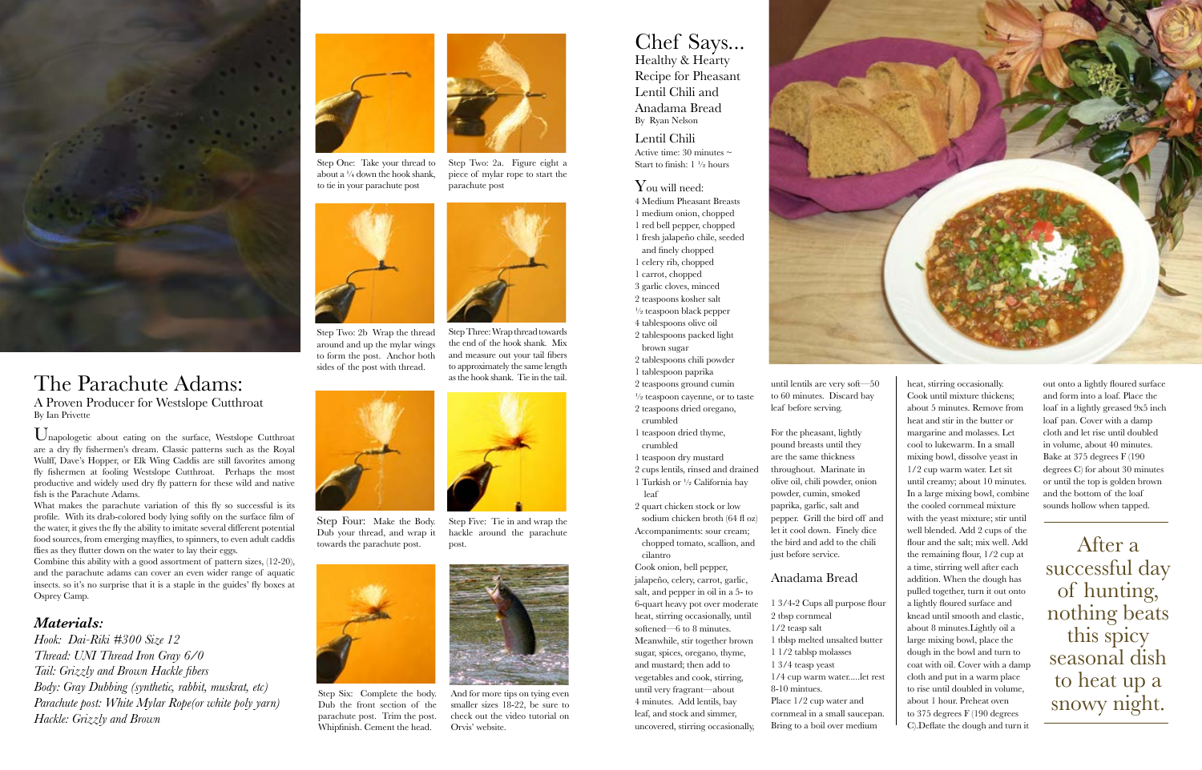# The Parachute Adams:

## A Proven Producer for Westslope Cutthroat

By Ian Privette

Unapologetic about eating on the surface, Westslope Cutthroat are a dry fly fishermen's dream. Classic patterns such as the Royal Wulff, Dave's Hopper, or Elk Wing Caddis are still favorites among fly fishermen at fooling Westslope Cutthroat. Perhaps the most productive and widely used dry fly pattern for these wild and native fish is the Parachute Adams.

What makes the parachute variation of this fly so successful is its profile. With its drab-colored body lying softly on the surface film of the water, it gives the fly the ability to imitate several different potential food sources, from emerging mayflies, to spinners, to even adult caddis flies as they flutter down on the water to lay their eggs.

Combine this ability with a good assortment of pattern sizes, (12-20), and the parachute adams can cover an even wider range of aquatic insects. so it's no surprise that it is a staple in the guides' fly boxes at Osprey Camp.

### *Materials:*

*Hook: Dai-Riki #300 Size 12*
*Thread: UNI Thread Iron Gray 6/0*
*Tail: Grizzly and Brown Hackle fibers*
*Body: Gray Dubbing (synthetic, rabbit, muskrat, etc)*
*Parachute post: White Mylar Rope(or white poly yarn)*
*Hackle: Grizzly and Brown*

Step One: Take your thread to about a ¼ down the hook shank, to tie in your parachute post

Step Two: 2a. Figure eight a piece of mylar rope to start the parachute post

Step Two: 2b Wrap the thread around and up the mylar wings to form the post. Anchor both sides of the post with thread.

Step Three: Wrap thread towards the end of the hook shank. Mix the and measure out your tail fibers to approximately the same length as the hook shank. Tie in the tail.

Step Four: Make the Body. Dub your thread, and wrap it towards the parachute post.

Step Five: Tie in and wrap the hackle around the parachute post.

Step Six: Complete the body. Dub the front section of the parachute post. Trim the post. Whipfinish. Cement the head.

And for more tips on tying even smaller sizes 18-22, be sure to check out the video tutorial on Orvis' website.

# Chef Says...

## Healthy & Hearty Recipe for Pheasant Lentil Chili and Anadama Bread

By Ryan Nelson

### Lentil Chili

Active time: 30 minutes ~
Start to finish: 1 ½ hours

### You will need:

- 4 Medium Pheasant Breasts
- 1 medium onion, chopped
- 1 red bell pepper, chopped
- 1 fresh jalapeño chile, seeded and finely chopped
- 1 celery rib, chopped
- 1 carrot, chopped
- 3 garlic cloves, minced
- 2 teaspoons kosher salt
- ½ teaspoon black pepper
- 4 tablespoons olive oil
- 2 tablespoons packed light brown sugar
- 2 tablespoons chili powder
- 1 tablespoon paprika
- 2 teaspoons ground cumin
- ½ teaspoon cayenne, or to taste
- 2 teaspoons dried oregano, crumbled
- 1 teaspoon dried thyme, crumbled
- 1 teaspoon dry mustard
- 2 cups lentils, rinsed and drained
- 1 Turkish or ½ California bay leaf
- 2 quart chicken stock or low sodium chicken broth (64 fl oz)
- Accompaniments: sour cream; chopped tomato, scallion, and cilantro

Cook onion, bell pepper, jalapeño, celery, carrot, garlic, salt, and pepper in oil in a 5- to 6-quart heavy pot over moderate heat, stirring occasionally, until softened—6 to 8 minutes. Meanwhile, stir together brown sugar, spices, oregano, thyme, and mustard; then add to vegetables and cook, stirring, until very fragrant—about 4 minutes. Add lentils, bay leaf, and stock and simmer, uncovered, stirring occasionally, until lentils are very soft—50 to 60 minutes. Discard bay leaf before serving.

For the pheasant, lightly pound breasts until they are the same thickness throughout. Marinate in olive oil, chili powder, onion powder, cumin, smoked paprika, garlic, salt and pepper. Grill the bird off and let it cool down. Finely dice the bird and add to the chili just before service.

### Anadama Bread

- 1 3/4-2 Cups all purpose flour
- 2 tbsp cornmeal
- 1/2 teasp salt
- 1 tblsp melted unsalted butter
- 1 1/2 tablsp molasses
- 1 3/4 teasp yeast
- 1/4 cup warm water.....let rest 8-10 mintues.

Place 1/2 cup water and cornmeal in a small saucepan. Bring to a boil over medium heat, stirring occasionally. Cook until mixture thickens; about 5 minutes. Remove from heat and stir in the butter or margarine and molasses. Let cool to lukewarm. In a small mixing bowl, dissolve yeast in 1/2 cup warm water. Let sit until creamy; about 10 minutes. In a large mixing bowl, combine the cooled cornmeal mixture with the yeast mixture; stir until well blended. Add 2 cups of the flour and the salt; mix well. Add the remaining flour, 1/2 cup at a time, stirring well after each addition. When the dough has pulled together, turn it out onto a lightly floured surface and knead until smooth and elastic, about 8 minutes.Lightly oil a large mixing bowl, place the dough in the bowl and turn to coat with oil. Cover with a damp cloth and put in a warm place to rise until doubled in volume, about 1 hour. Preheat oven to 375 degrees F (190 degrees C).Deflate the dough and turn it out onto a lightly floured surface and form into a loaf. Place the loaf in a lightly greased 9x5 inch loaf pan. Cover with a damp cloth and let rise until doubled in volume, about 40 minutes. Bake at 375 degrees F (190 degrees C) for about 30 minutes or until the top is golden brown and the bottom of the loaf sounds hollow when tapped.

After a successful day of hunting, nothing beats this spicy seasonal dish to heat up a snowy night.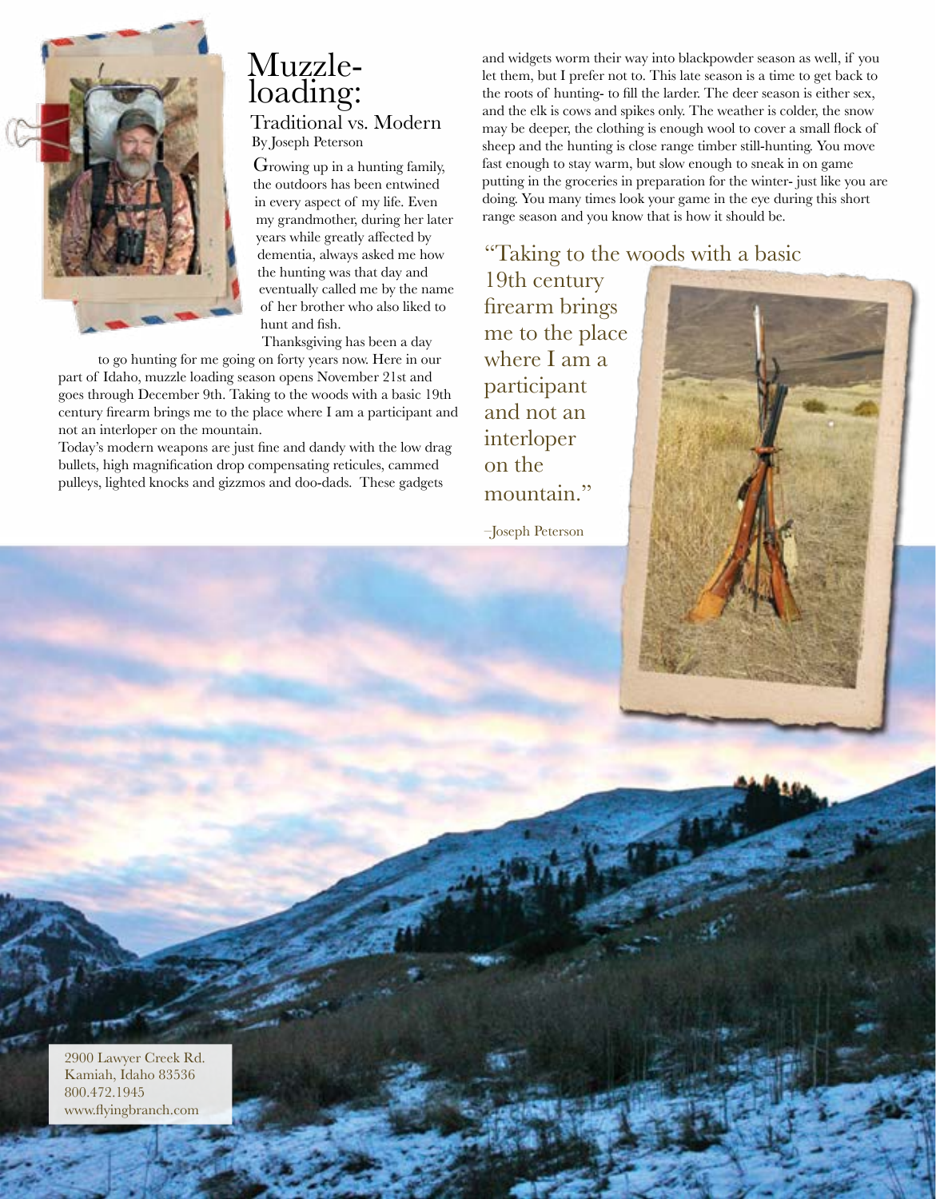# Muzzle-loading:

## Traditional vs. Modern

By Joseph Peterson

Growing up in a hunting family, the outdoors has been entwined in every aspect of my life. Even my grandmother, during her later years while greatly affected by dementia, always asked me how the hunting was that day and eventually called me by the name of her brother who also liked to hunt and fish.

Thanksgiving has been a day to go hunting for me going on forty years now. Here in our part of Idaho, muzzle loading season opens November 21st and goes through December 9th. Taking to the woods with a basic 19th century firearm brings me to the place where I am a participant and not an interloper on the mountain.

Today's modern weapons are just fine and dandy with the low drag bullets, high magnification drop compensating reticules, cammed pulleys, lighted knocks and gizzmos and doo-dads. These gadgets and widgets worm their way into blackpowder season as well, if you let them, but I prefer not to. This late season is a time to get back to the roots of hunting- to fill the larder. The deer season is either sex, and the elk is cows and spikes only. The weather is colder, the snow may be deeper, the clothing is enough wool to cover a small flock of sheep and the hunting is close range timber still-hunting. You move fast enough to stay warm, but slow enough to sneak in on game putting in the groceries in preparation for the winter- just like you are doing. You many times look your game in the eye during this short range season and you know that is how it should be.

"Taking to the woods with a basic 19th century firearm brings me to the place where I am a participant and not an interloper on the mountain."

–Joseph Peterson

2900 Lawyer Creek Rd.
Kamiah, Idaho 83536
800.472.1945
www.flyingbranch.com